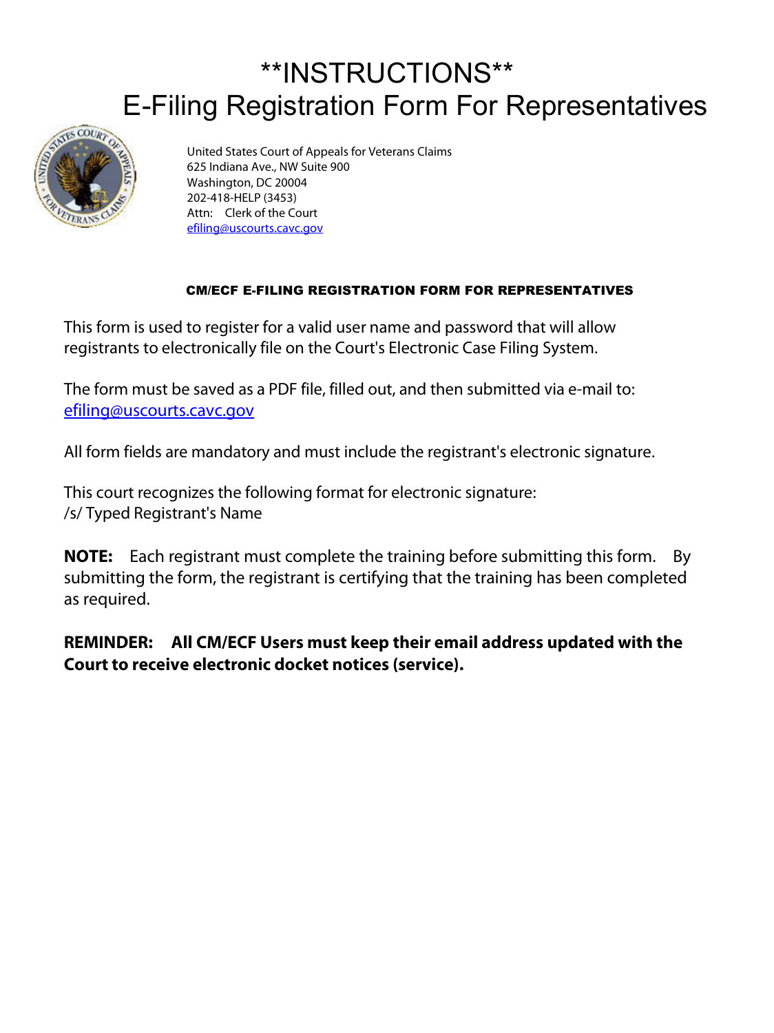# **INSTRUCTIONS**
# E-Filing Registration Form For Representatives

United States Court of Appeals for Veterans Claims
625 Indiana Ave., NW Suite 900
Washington, DC 20004
202-418-HELP (3453)
Attn: Clerk of the Court
efiling@uscourts.cavc.gov

### CM/ECF E-FILING REGISTRATION FORM FOR REPRESENTATIVES

This form is used to register for a valid user name and password that will allow registrants to electronically file on the Court's Electronic Case Filing System.

The form must be saved as a PDF file, filled out, and then submitted via e-mail to: efiling@uscourts.cavc.gov

All form fields are mandatory and must include the registrant's electronic signature.

This court recognizes the following format for electronic signature:
/s/ Typed Registrant's Name

**NOTE:** Each registrant must complete the training before submitting this form. By submitting the form, the registrant is certifying that the training has been completed as required.

**REMINDER: All CM/ECF Users must keep their email address updated with the Court to receive electronic docket notices (service).**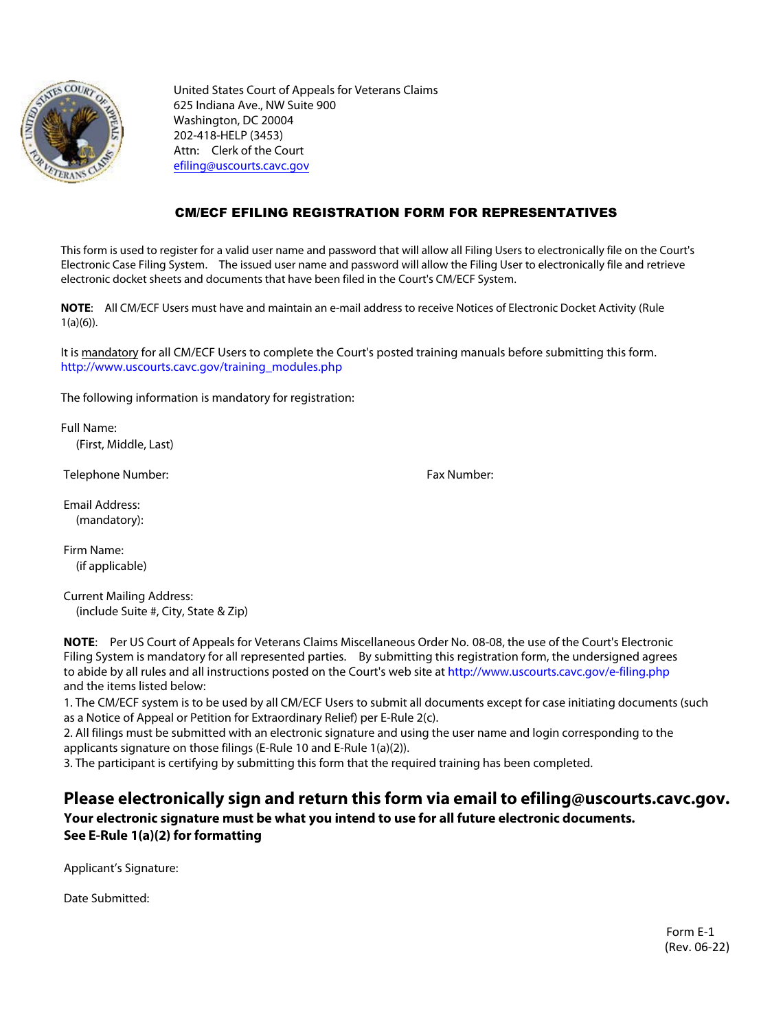United States Court of Appeals for Veterans Claims
625 Indiana Ave., NW Suite 900
Washington, DC 20004
202-418-HELP (3453)
Attn: Clerk of the Court
efiling@uscourts.cavc.gov

## CM/ECF EFILING REGISTRATION FORM FOR REPRESENTATIVES

This form is used to register for a valid user name and password that will allow all Filing Users to electronically file on the Court's Electronic Case Filing System. The issued user name and password will allow the Filing User to electronically file and retrieve electronic docket sheets and documents that have been filed in the Court's CM/ECF System.

**NOTE**: All CM/ECF Users must have and maintain an e-mail address to receive Notices of Electronic Docket Activity (Rule 1(a)(6)).

It is mandatory for all CM/ECF Users to complete the Court's posted training manuals before submitting this form. http://www.uscourts.cavc.gov/training_modules.php

The following information is mandatory for registration:

Full Name:
(First, Middle, Last)

Telephone Number:

Fax Number:

Email Address:
(mandatory):

Firm Name:
(if applicable)

Current Mailing Address:
(include Suite #, City, State & Zip)

**NOTE**: Per US Court of Appeals for Veterans Claims Miscellaneous Order No. 08-08, the use of the Court's Electronic Filing System is mandatory for all represented parties. By submitting this registration form, the undersigned agrees to abide by all rules and all instructions posted on the Court's web site at http://www.uscourts.cavc.gov/e-filing.php and the items listed below:

1. The CM/ECF system is to be used by all CM/ECF Users to submit all documents except for case initiating documents (such as a Notice of Appeal or Petition for Extraordinary Relief) per E-Rule 2(c).
2. All filings must be submitted with an electronic signature and using the user name and login corresponding to the applicants signature on those filings (E-Rule 10 and E-Rule 1(a)(2)).
3. The participant is certifying by submitting this form that the required training has been completed.

## Please electronically sign and return this form via email to efiling@uscourts.cavc.gov.

**Your electronic signature must be what you intend to use for all future electronic documents.**
**See E-Rule 1(a)(2) for formatting**

Applicant's Signature:

Date Submitted:

Form E-1
(Rev. 06-22)